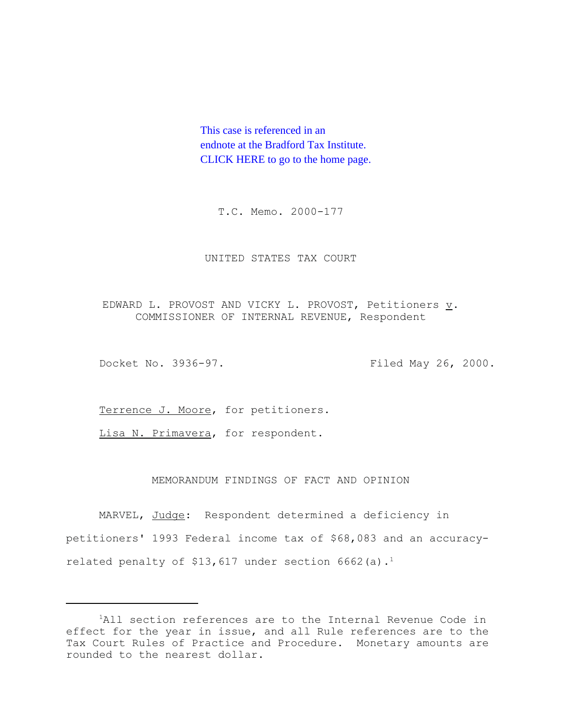This case is referenced in an endnote at the Bradford Tax Institute. CLICK HERE to go to the home page.

T.C. Memo. 2000-177

UNITED STATES TAX COURT

EDWARD L. PROVOST AND VICKY L. PROVOST, Petitioners v. COMMISSIONER OF INTERNAL REVENUE, Respondent

Docket No. 3936-97. Filed May 26, 2000.

Terrence J. Moore, for petitioners.

Lisa N. Primavera, for respondent.

MEMORANDUM FINDINGS OF FACT AND OPINION

MARVEL, Judge: Respondent determined a deficiency in petitioners' 1993 Federal income tax of $68,083 and an accuracy-related penalty of $13,617 under section 6662(a).[1]

---

[1]All section references are to the Internal Revenue Code in effect for the year in issue, and all Rule references are to the Tax Court Rules of Practice and Procedure. Monetary amounts are rounded to the nearest dollar.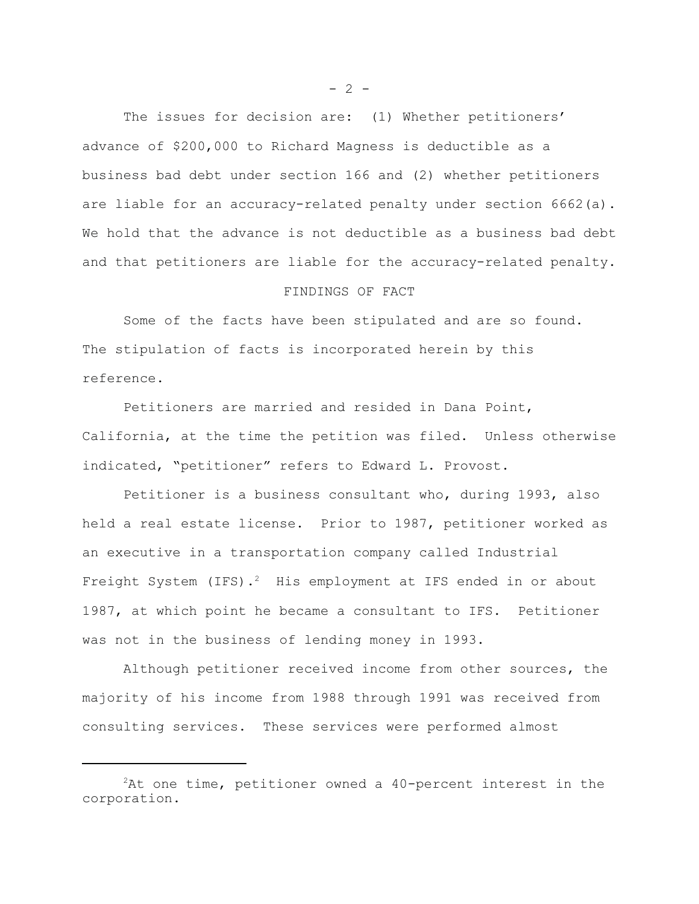The issues for decision are: (1) Whether petitioners' advance of $200,000 to Richard Magness is deductible as a business bad debt under section 166 and (2) whether petitioners are liable for an accuracy-related penalty under section 6662(a). We hold that the advance is not deductible as a business bad debt and that petitioners are liable for the accuracy-related penalty.

## FINDINGS OF FACT

Some of the facts have been stipulated and are so found. The stipulation of facts is incorporated herein by this reference.

Petitioners are married and resided in Dana Point, California, at the time the petition was filed. Unless otherwise indicated, "petitioner" refers to Edward L. Provost.

Petitioner is a business consultant who, during 1993, also held a real estate license. Prior to 1987, petitioner worked as an executive in a transportation company called Industrial Freight System (IFS).[2] His employment at IFS ended in or about 1987, at which point he became a consultant to IFS. Petitioner was not in the business of lending money in 1993.

Although petitioner received income from other sources, the majority of his income from 1988 through 1991 was received from consulting services. These services were performed almost

---

[2] At one time, petitioner owned a 40-percent interest in the corporation.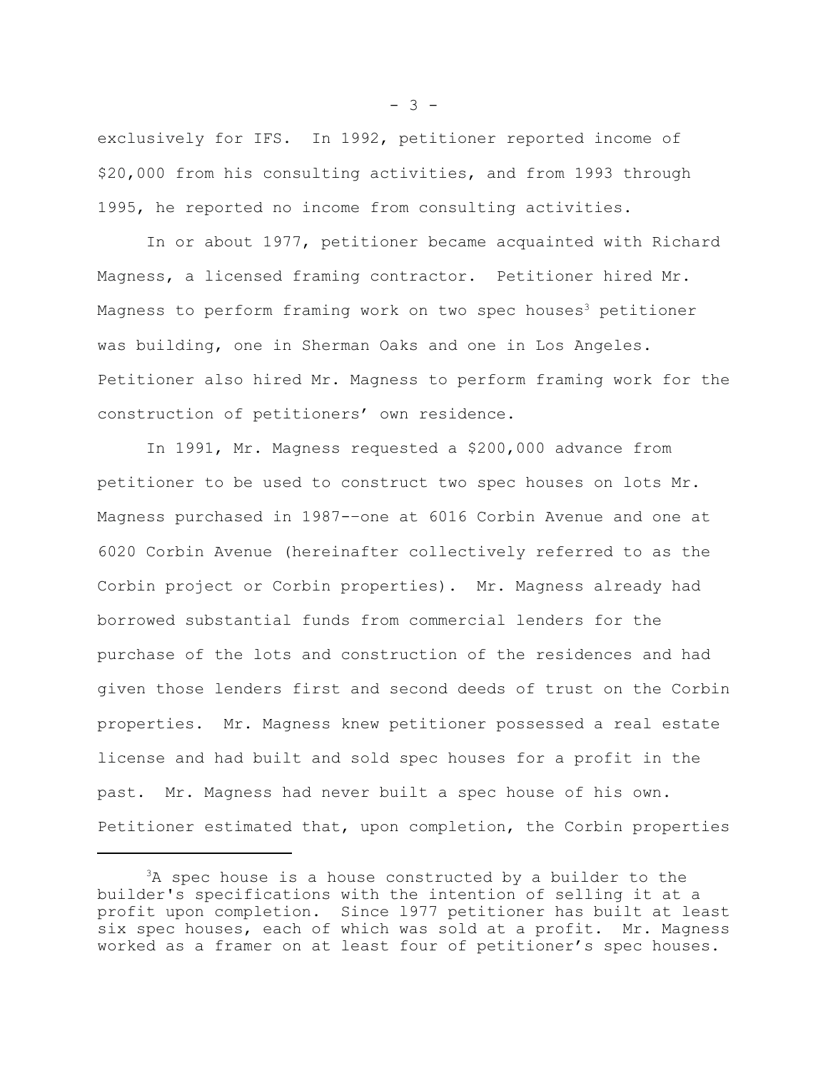exclusively for IFS. In 1992, petitioner reported income of $20,000 from his consulting activities, and from 1993 through 1995, he reported no income from consulting activities.

In or about 1977, petitioner became acquainted with Richard Magness, a licensed framing contractor. Petitioner hired Mr. Magness to perform framing work on two spec houses[3] petitioner was building, one in Sherman Oaks and one in Los Angeles. Petitioner also hired Mr. Magness to perform framing work for the construction of petitioners' own residence.

In 1991, Mr. Magness requested a $200,000 advance from petitioner to be used to construct two spec houses on lots Mr. Magness purchased in 1987--one at 6016 Corbin Avenue and one at 6020 Corbin Avenue (hereinafter collectively referred to as the Corbin project or Corbin properties). Mr. Magness already had borrowed substantial funds from commercial lenders for the purchase of the lots and construction of the residences and had given those lenders first and second deeds of trust on the Corbin properties. Mr. Magness knew petitioner possessed a real estate license and had built and sold spec houses for a profit in the past. Mr. Magness had never built a spec house of his own. Petitioner estimated that, upon completion, the Corbin properties

---

[3]A spec house is a house constructed by a builder to the builder's specifications with the intention of selling it at a profit upon completion. Since 1977 petitioner has built at least six spec houses, each of which was sold at a profit. Mr. Magness worked as a framer on at least four of petitioner's spec houses.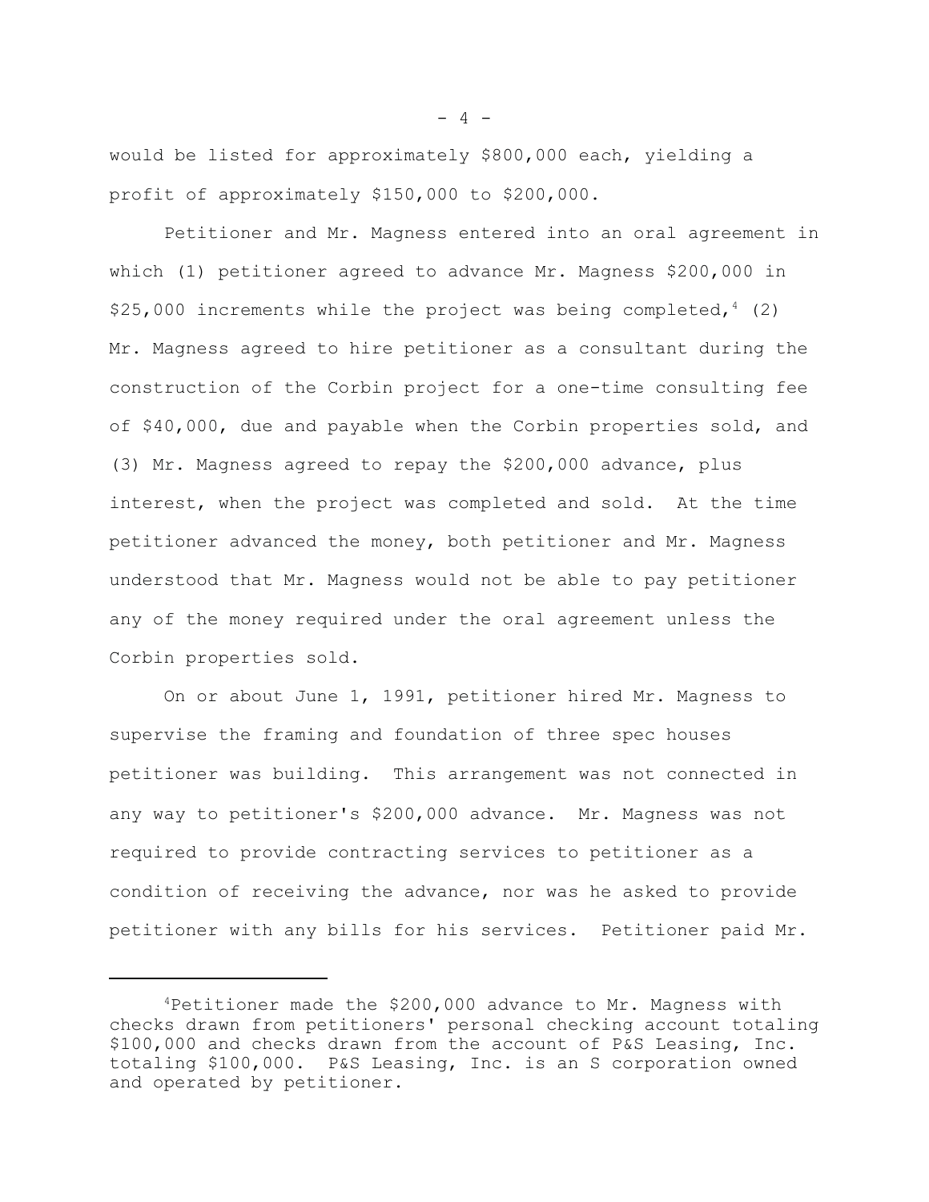would be listed for approximately $800,000 each, yielding a profit of approximately $150,000 to $200,000.

Petitioner and Mr. Magness entered into an oral agreement in which (1) petitioner agreed to advance Mr. Magness $200,000 in $25,000 increments while the project was being completed,[4] (2) Mr. Magness agreed to hire petitioner as a consultant during the construction of the Corbin project for a one-time consulting fee of $40,000, due and payable when the Corbin properties sold, and (3) Mr. Magness agreed to repay the $200,000 advance, plus interest, when the project was completed and sold. At the time petitioner advanced the money, both petitioner and Mr. Magness understood that Mr. Magness would not be able to pay petitioner any of the money required under the oral agreement unless the Corbin properties sold.

On or about June 1, 1991, petitioner hired Mr. Magness to supervise the framing and foundation of three spec houses petitioner was building. This arrangement was not connected in any way to petitioner's $200,000 advance. Mr. Magness was not required to provide contracting services to petitioner as a condition of receiving the advance, nor was he asked to provide petitioner with any bills for his services. Petitioner paid Mr.

---

[4]Petitioner made the $200,000 advance to Mr. Magness with checks drawn from petitioners' personal checking account totaling $100,000 and checks drawn from the account of P&S Leasing, Inc. totaling $100,000. P&S Leasing, Inc. is an S corporation owned and operated by petitioner.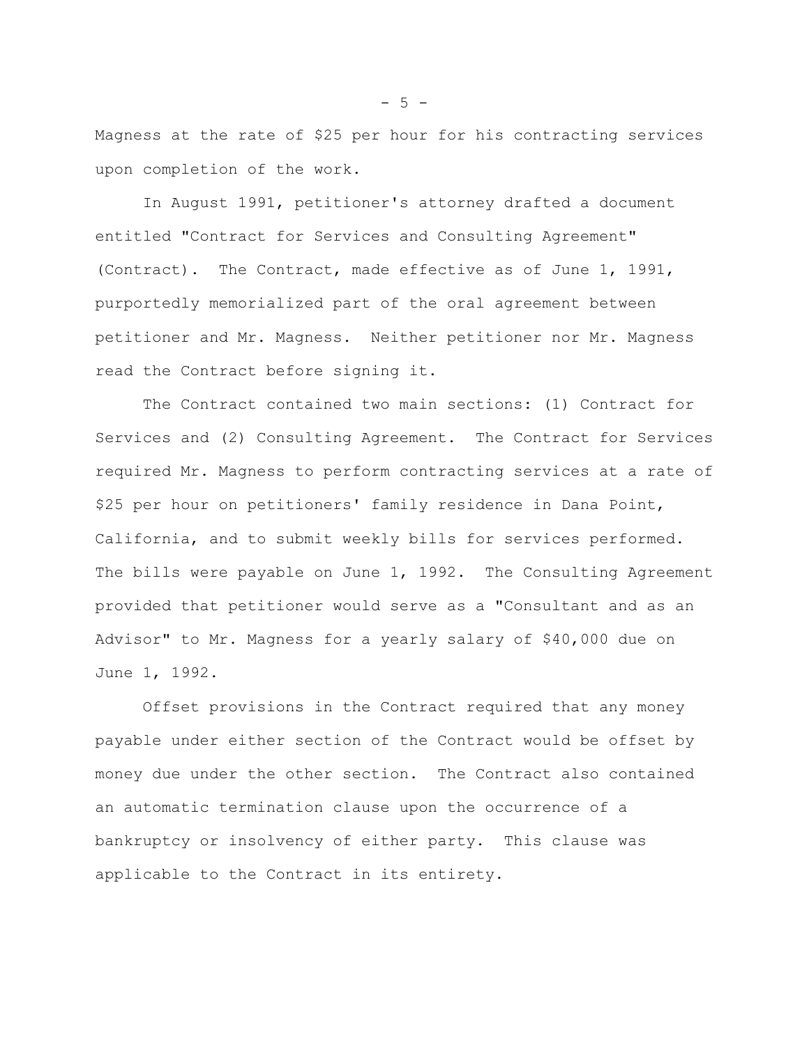Magness at the rate of $25 per hour for his contracting services upon completion of the work.

In August 1991, petitioner's attorney drafted a document entitled "Contract for Services and Consulting Agreement" (Contract). The Contract, made effective as of June 1, 1991, purportedly memorialized part of the oral agreement between petitioner and Mr. Magness. Neither petitioner nor Mr. Magness read the Contract before signing it.

The Contract contained two main sections: (1) Contract for Services and (2) Consulting Agreement. The Contract for Services required Mr. Magness to perform contracting services at a rate of $25 per hour on petitioners' family residence in Dana Point, California, and to submit weekly bills for services performed. The bills were payable on June 1, 1992. The Consulting Agreement provided that petitioner would serve as a "Consultant and as an Advisor" to Mr. Magness for a yearly salary of $40,000 due on June 1, 1992.

Offset provisions in the Contract required that any money payable under either section of the Contract would be offset by money due under the other section. The Contract also contained an automatic termination clause upon the occurrence of a bankruptcy or insolvency of either party. This clause was applicable to the Contract in its entirety.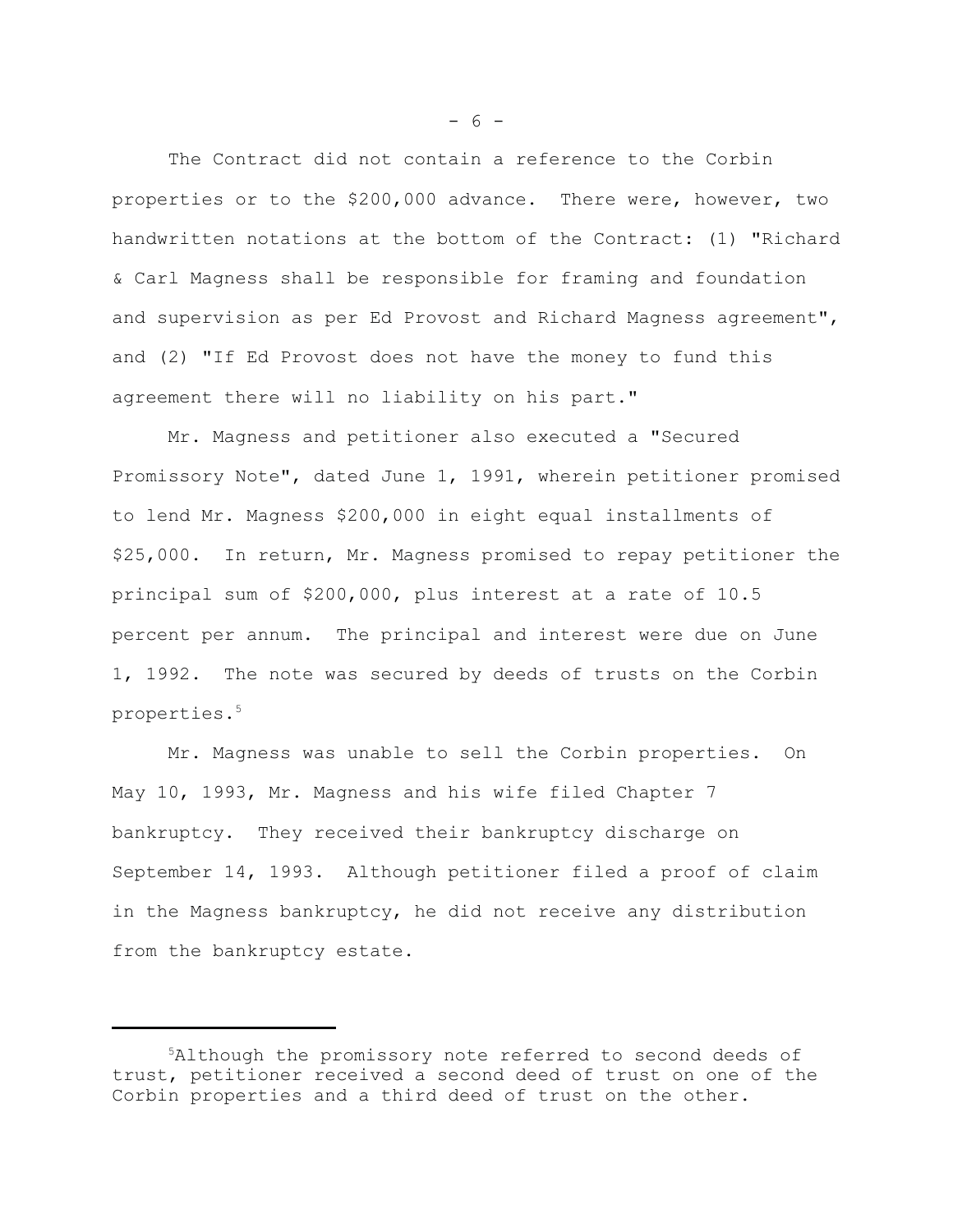The Contract did not contain a reference to the Corbin properties or to the $200,000 advance. There were, however, two handwritten notations at the bottom of the Contract: (1) "Richard & Carl Magness shall be responsible for framing and foundation and supervision as per Ed Provost and Richard Magness agreement", and (2) "If Ed Provost does not have the money to fund this agreement there will no liability on his part."

Mr. Magness and petitioner also executed a "Secured Promissory Note", dated June 1, 1991, wherein petitioner promised to lend Mr. Magness $200,000 in eight equal installments of $25,000. In return, Mr. Magness promised to repay petitioner the principal sum of $200,000, plus interest at a rate of 10.5 percent per annum. The principal and interest were due on June 1, 1992. The note was secured by deeds of trusts on the Corbin properties.[5]

Mr. Magness was unable to sell the Corbin properties. On May 10, 1993, Mr. Magness and his wife filed Chapter 7 bankruptcy. They received their bankruptcy discharge on September 14, 1993. Although petitioner filed a proof of claim in the Magness bankruptcy, he did not receive any distribution from the bankruptcy estate.

---

[5]Although the promissory note referred to second deeds of trust, petitioner received a second deed of trust on one of the Corbin properties and a third deed of trust on the other.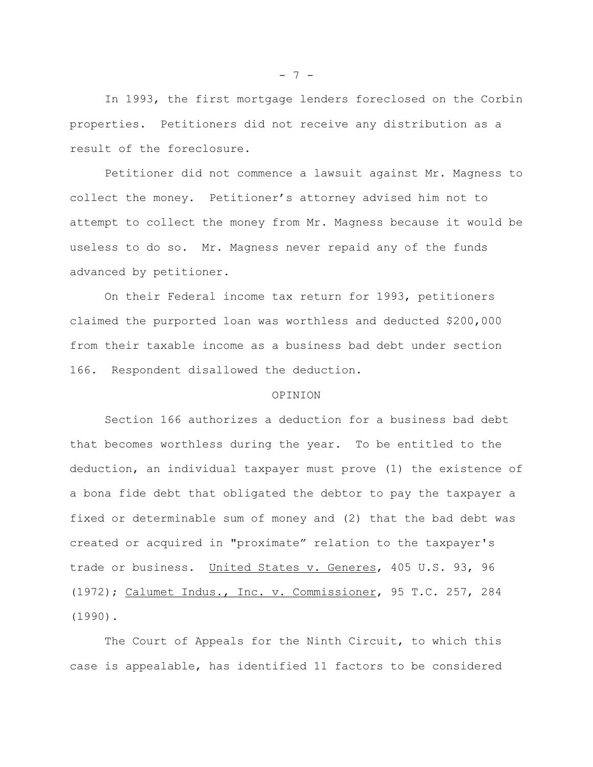In 1993, the first mortgage lenders foreclosed on the Corbin properties. Petitioners did not receive any distribution as a result of the foreclosure.

Petitioner did not commence a lawsuit against Mr. Magness to collect the money. Petitioner's attorney advised him not to attempt to collect the money from Mr. Magness because it would be useless to do so. Mr. Magness never repaid any of the funds advanced by petitioner.

On their Federal income tax return for 1993, petitioners claimed the purported loan was worthless and deducted $200,000 from their taxable income as a business bad debt under section 166. Respondent disallowed the deduction.

## OPINION

Section 166 authorizes a deduction for a business bad debt that becomes worthless during the year. To be entitled to the deduction, an individual taxpayer must prove (1) the existence of a bona fide debt that obligated the debtor to pay the taxpayer a fixed or determinable sum of money and (2) that the bad debt was created or acquired in "proximate" relation to the taxpayer's trade or business. United States v. Generes, 405 U.S. 93, 96 (1972); Calumet Indus., Inc. v. Commissioner, 95 T.C. 257, 284 (1990).

The Court of Appeals for the Ninth Circuit, to which this case is appealable, has identified 11 factors to be considered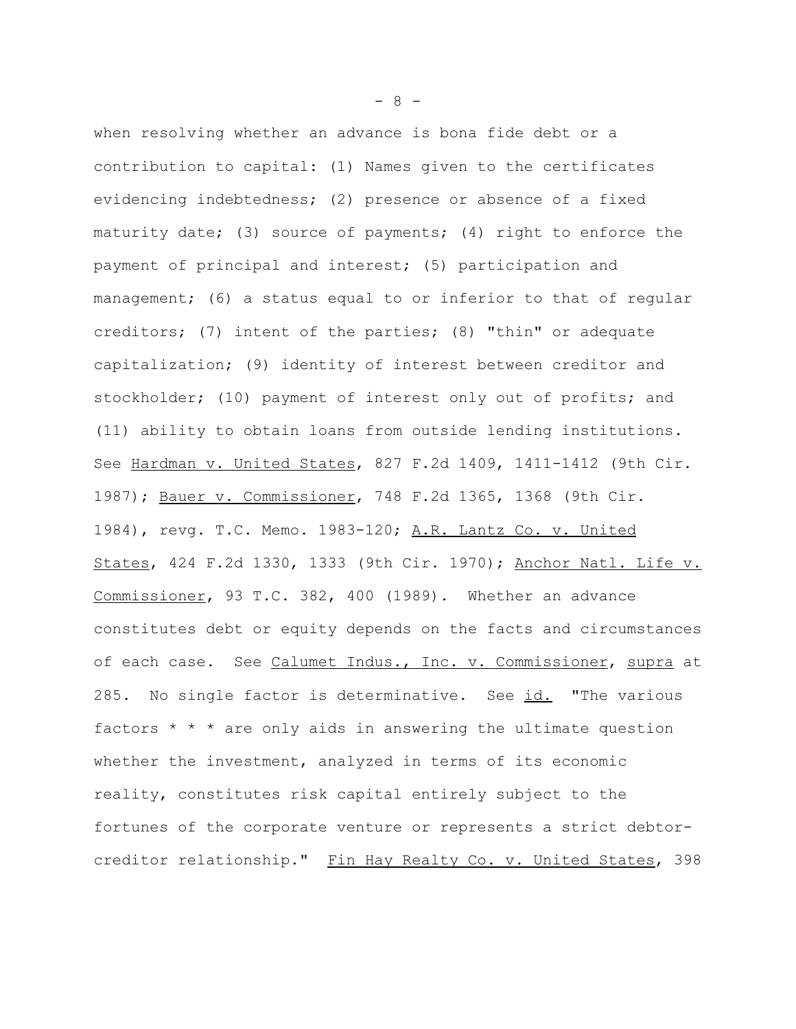when resolving whether an advance is bona fide debt or a contribution to capital: (1) Names given to the certificates evidencing indebtedness; (2) presence or absence of a fixed maturity date; (3) source of payments; (4) right to enforce the payment of principal and interest; (5) participation and management; (6) a status equal to or inferior to that of regular creditors; (7) intent of the parties; (8) "thin" or adequate capitalization; (9) identity of interest between creditor and stockholder; (10) payment of interest only out of profits; and (11) ability to obtain loans from outside lending institutions. See Hardman v. United States, 827 F.2d 1409, 1411-1412 (9th Cir. 1987); Bauer v. Commissioner, 748 F.2d 1365, 1368 (9th Cir. 1984), revg. T.C. Memo. 1983-120; A.R. Lantz Co. v. United States, 424 F.2d 1330, 1333 (9th Cir. 1970); Anchor Natl. Life v. Commissioner, 93 T.C. 382, 400 (1989). Whether an advance constitutes debt or equity depends on the facts and circumstances of each case. See Calumet Indus., Inc. v. Commissioner, supra at 285. No single factor is determinative. See id. "The various factors * * * are only aids in answering the ultimate question whether the investment, analyzed in terms of its economic reality, constitutes risk capital entirely subject to the fortunes of the corporate venture or represents a strict debtor-creditor relationship." Fin Hay Realty Co. v. United States, 398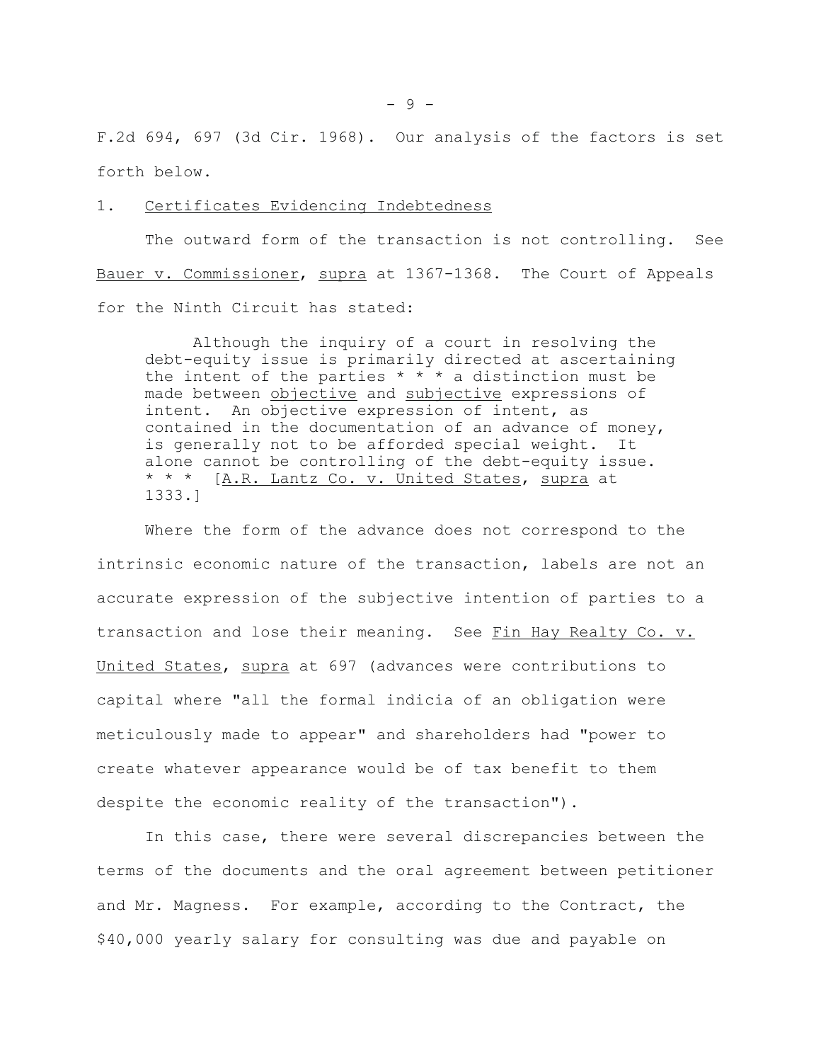F.2d 694, 697 (3d Cir. 1968). Our analysis of the factors is set forth below.

1. Certificates Evidencing Indebtedness

The outward form of the transaction is not controlling. See Bauer v. Commissioner, supra at 1367-1368. The Court of Appeals for the Ninth Circuit has stated:

> Although the inquiry of a court in resolving the debt-equity issue is primarily directed at ascertaining the intent of the parties * * * a distinction must be made between objective and subjective expressions of intent. An objective expression of intent, as contained in the documentation of an advance of money, is generally not to be afforded special weight. It alone cannot be controlling of the debt-equity issue. * * * [A.R. Lantz Co. v. United States, supra at 1333.]

Where the form of the advance does not correspond to the intrinsic economic nature of the transaction, labels are not an accurate expression of the subjective intention of parties to a transaction and lose their meaning. See Fin Hay Realty Co. v. United States, supra at 697 (advances were contributions to capital where "all the formal indicia of an obligation were meticulously made to appear" and shareholders had "power to create whatever appearance would be of tax benefit to them despite the economic reality of the transaction").

In this case, there were several discrepancies between the terms of the documents and the oral agreement between petitioner and Mr. Magness. For example, according to the Contract, the $40,000 yearly salary for consulting was due and payable on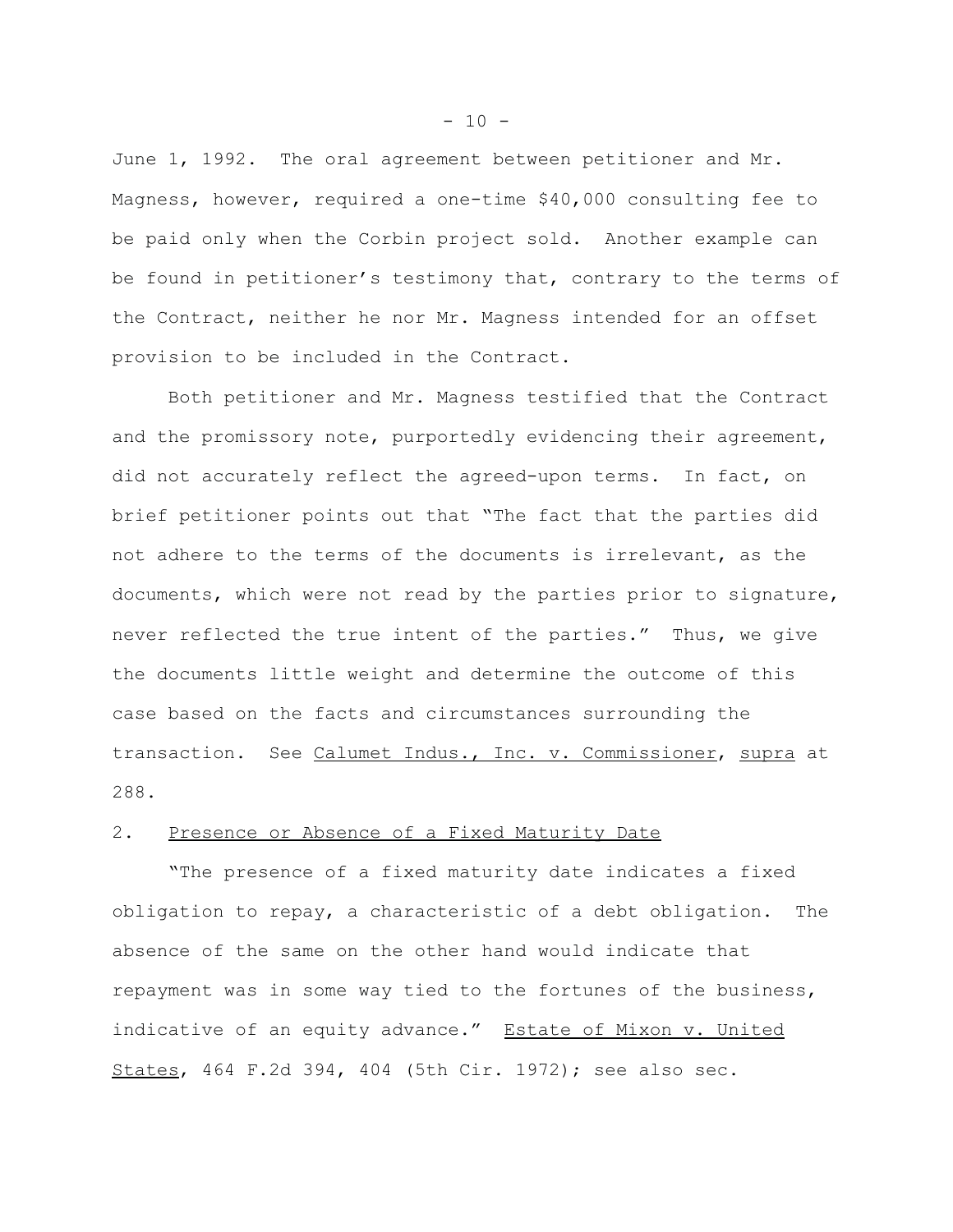June 1, 1992. The oral agreement between petitioner and Mr. Magness, however, required a one-time $40,000 consulting fee to be paid only when the Corbin project sold. Another example can be found in petitioner's testimony that, contrary to the terms of the Contract, neither he nor Mr. Magness intended for an offset provision to be included in the Contract.

Both petitioner and Mr. Magness testified that the Contract and the promissory note, purportedly evidencing their agreement, did not accurately reflect the agreed-upon terms. In fact, on brief petitioner points out that "The fact that the parties did not adhere to the terms of the documents is irrelevant, as the documents, which were not read by the parties prior to signature, never reflected the true intent of the parties." Thus, we give the documents little weight and determine the outcome of this case based on the facts and circumstances surrounding the transaction. See Calumet Indus., Inc. v. Commissioner, supra at 288.

2. Presence or Absence of a Fixed Maturity Date

"The presence of a fixed maturity date indicates a fixed obligation to repay, a characteristic of a debt obligation. The absence of the same on the other hand would indicate that repayment was in some way tied to the fortunes of the business, indicative of an equity advance." Estate of Mixon v. United States, 464 F.2d 394, 404 (5th Cir. 1972); see also sec.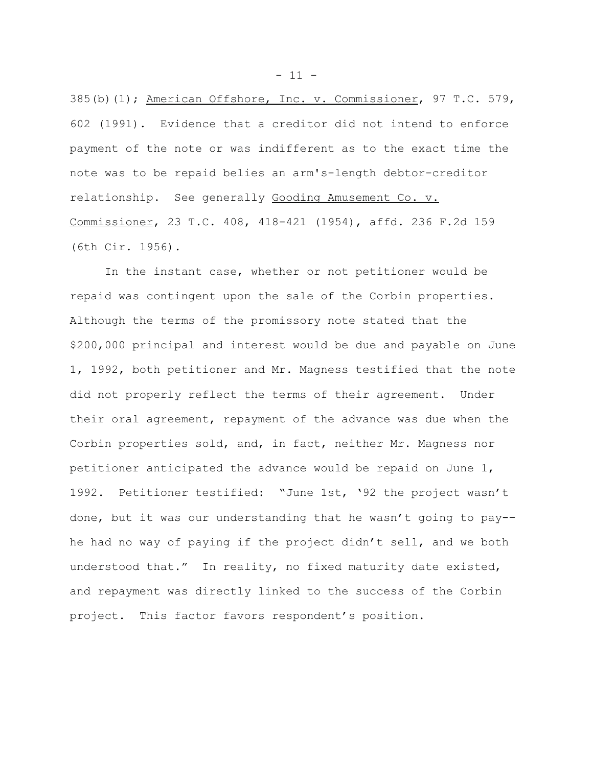385(b)(1); American Offshore, Inc. v. Commissioner, 97 T.C. 579, 602 (1991). Evidence that a creditor did not intend to enforce payment of the note or was indifferent as to the exact time the note was to be repaid belies an arm's-length debtor-creditor relationship. See generally Gooding Amusement Co. v. Commissioner, 23 T.C. 408, 418-421 (1954), affd. 236 F.2d 159 (6th Cir. 1956).

In the instant case, whether or not petitioner would be repaid was contingent upon the sale of the Corbin properties. Although the terms of the promissory note stated that the $200,000 principal and interest would be due and payable on June 1, 1992, both petitioner and Mr. Magness testified that the note did not properly reflect the terms of their agreement. Under their oral agreement, repayment of the advance was due when the Corbin properties sold, and, in fact, neither Mr. Magness nor petitioner anticipated the advance would be repaid on June 1, 1992. Petitioner testified: "June 1st, '92 the project wasn't done, but it was our understanding that he wasn't going to pay--he had no way of paying if the project didn't sell, and we both understood that." In reality, no fixed maturity date existed, and repayment was directly linked to the success of the Corbin project. This factor favors respondent's position.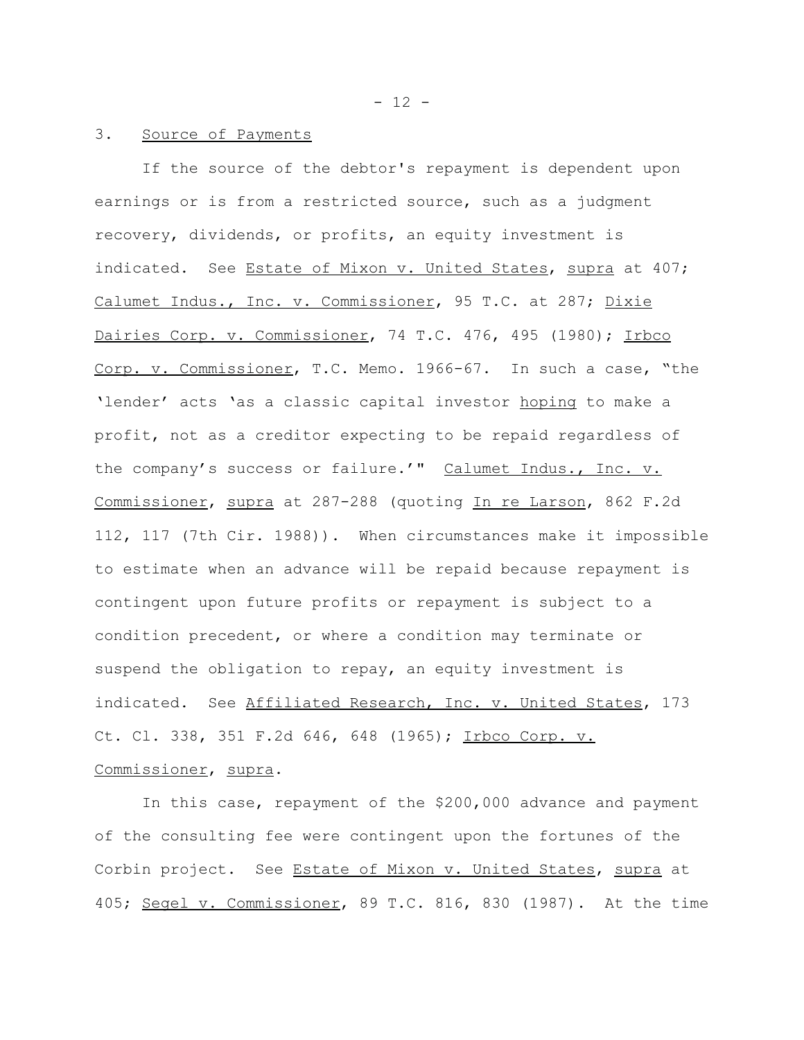3. Source of Payments

If the source of the debtor's repayment is dependent upon earnings or is from a restricted source, such as a judgment recovery, dividends, or profits, an equity investment is indicated. See Estate of Mixon v. United States, supra at 407; Calumet Indus., Inc. v. Commissioner, 95 T.C. at 287; Dixie Dairies Corp. v. Commissioner, 74 T.C. 476, 495 (1980); Irbco Corp. v. Commissioner, T.C. Memo. 1966-67. In such a case, "the 'lender' acts 'as a classic capital investor hoping to make a profit, not as a creditor expecting to be repaid regardless of the company's success or failure.'" Calumet Indus., Inc. v. Commissioner, supra at 287-288 (quoting In re Larson, 862 F.2d 112, 117 (7th Cir. 1988)). When circumstances make it impossible to estimate when an advance will be repaid because repayment is contingent upon future profits or repayment is subject to a condition precedent, or where a condition may terminate or suspend the obligation to repay, an equity investment is indicated. See Affiliated Research, Inc. v. United States, 173 Ct. Cl. 338, 351 F.2d 646, 648 (1965); Irbco Corp. v. Commissioner, supra.

In this case, repayment of the $200,000 advance and payment of the consulting fee were contingent upon the fortunes of the Corbin project. See Estate of Mixon v. United States, supra at 405; Segel v. Commissioner, 89 T.C. 816, 830 (1987). At the time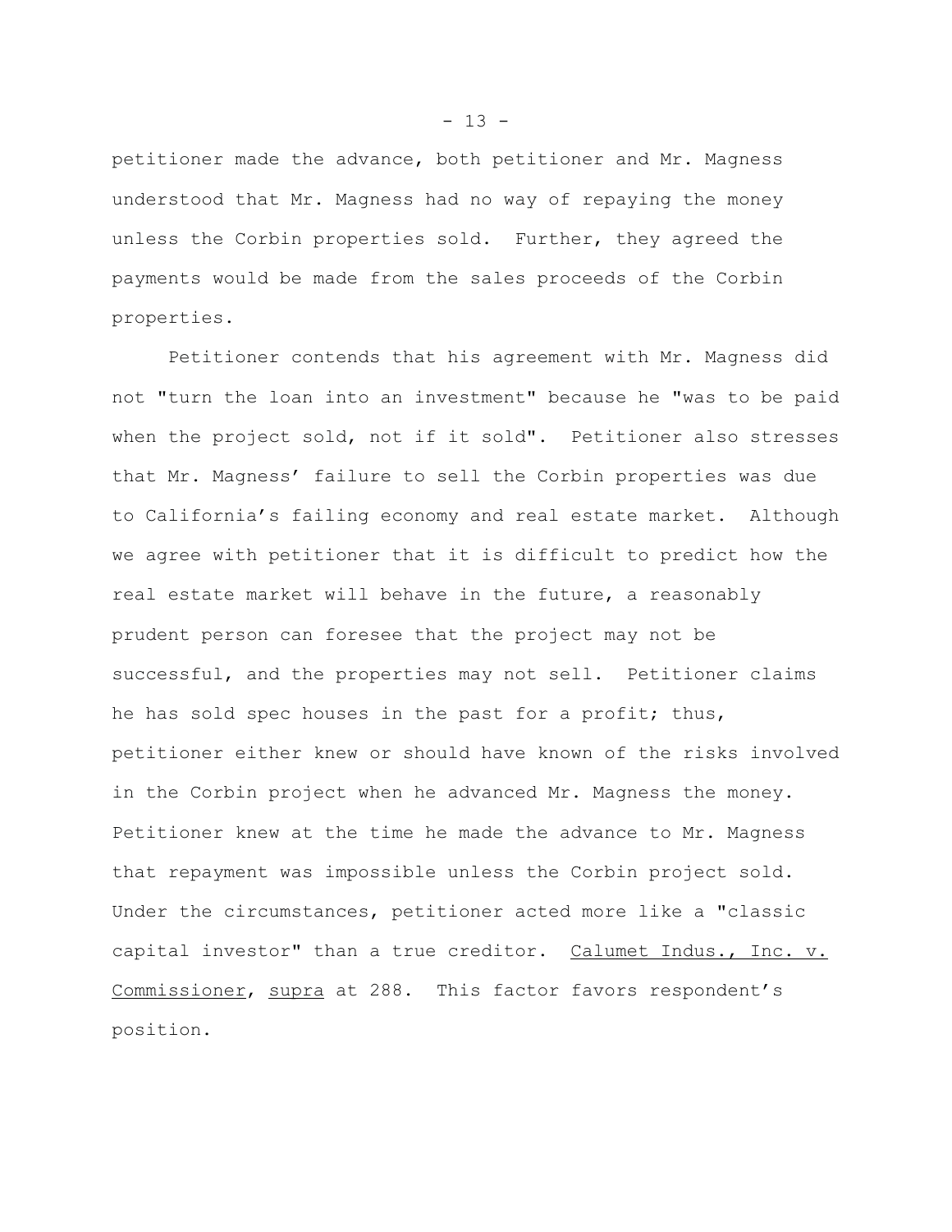petitioner made the advance, both petitioner and Mr. Magness understood that Mr. Magness had no way of repaying the money unless the Corbin properties sold. Further, they agreed the payments would be made from the sales proceeds of the Corbin properties.

Petitioner contends that his agreement with Mr. Magness did not "turn the loan into an investment" because he "was to be paid when the project sold, not if it sold". Petitioner also stresses that Mr. Magness' failure to sell the Corbin properties was due to California's failing economy and real estate market. Although we agree with petitioner that it is difficult to predict how the real estate market will behave in the future, a reasonably prudent person can foresee that the project may not be successful, and the properties may not sell. Petitioner claims he has sold spec houses in the past for a profit; thus, petitioner either knew or should have known of the risks involved in the Corbin project when he advanced Mr. Magness the money. Petitioner knew at the time he made the advance to Mr. Magness that repayment was impossible unless the Corbin project sold. Under the circumstances, petitioner acted more like a "classic capital investor" than a true creditor. Calumet Indus., Inc. v. Commissioner, supra at 288. This factor favors respondent's position.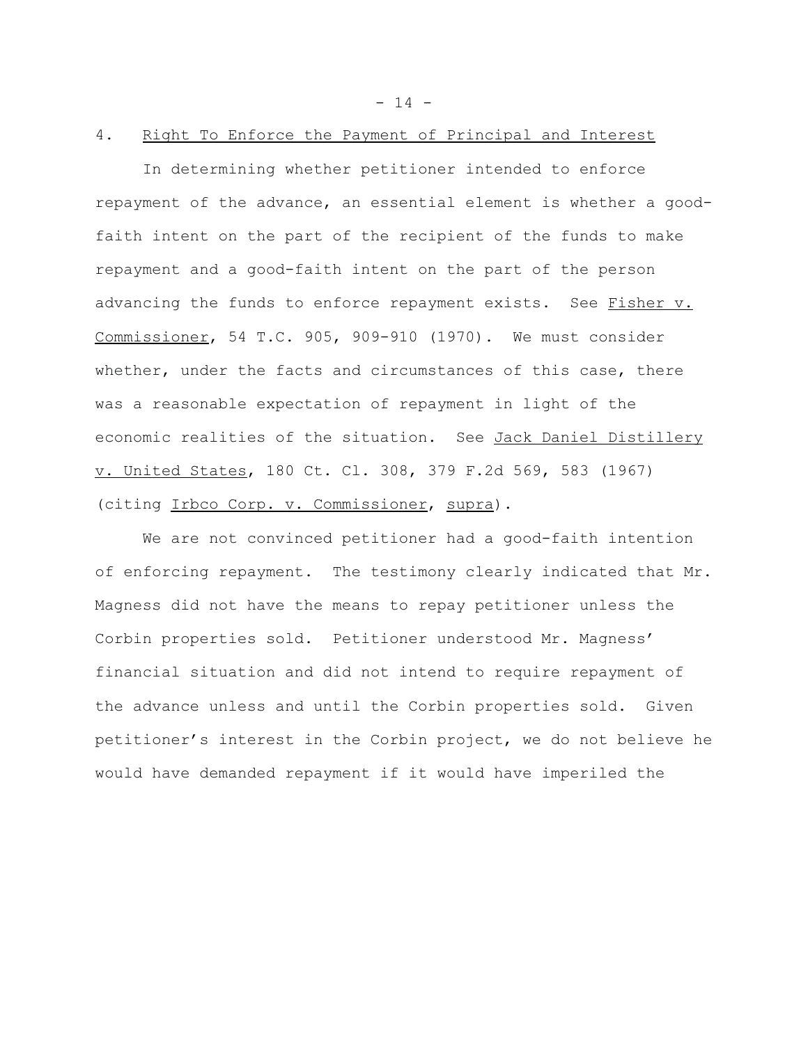4. Right To Enforce the Payment of Principal and Interest

In determining whether petitioner intended to enforce repayment of the advance, an essential element is whether a good-faith intent on the part of the recipient of the funds to make repayment and a good-faith intent on the part of the person advancing the funds to enforce repayment exists. See Fisher v. Commissioner, 54 T.C. 905, 909-910 (1970). We must consider whether, under the facts and circumstances of this case, there was a reasonable expectation of repayment in light of the economic realities of the situation. See Jack Daniel Distillery v. United States, 180 Ct. Cl. 308, 379 F.2d 569, 583 (1967) (citing Irbco Corp. v. Commissioner, supra).

We are not convinced petitioner had a good-faith intention of enforcing repayment. The testimony clearly indicated that Mr. Magness did not have the means to repay petitioner unless the Corbin properties sold. Petitioner understood Mr. Magness' financial situation and did not intend to require repayment of the advance unless and until the Corbin properties sold. Given petitioner's interest in the Corbin project, we do not believe he would have demanded repayment if it would have imperiled the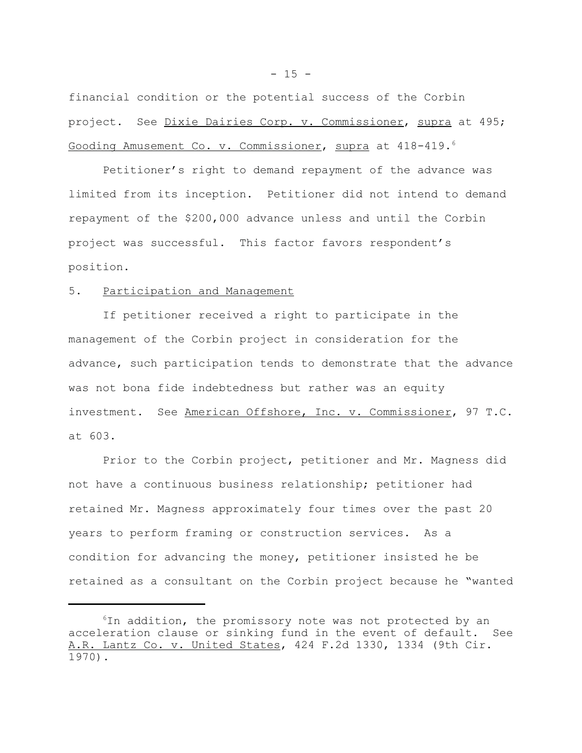financial condition or the potential success of the Corbin project. See Dixie Dairies Corp. v. Commissioner, supra at 495; Gooding Amusement Co. v. Commissioner, supra at 418-419.[6]

Petitioner's right to demand repayment of the advance was limited from its inception. Petitioner did not intend to demand repayment of the $200,000 advance unless and until the Corbin project was successful. This factor favors respondent's position.

5. Participation and Management

If petitioner received a right to participate in the management of the Corbin project in consideration for the advance, such participation tends to demonstrate that the advance was not bona fide indebtedness but rather was an equity investment. See American Offshore, Inc. v. Commissioner, 97 T.C. at 603.

Prior to the Corbin project, petitioner and Mr. Magness did not have a continuous business relationship; petitioner had retained Mr. Magness approximately four times over the past 20 years to perform framing or construction services. As a condition for advancing the money, petitioner insisted he be retained as a consultant on the Corbin project because he "wanted

---

[6] In addition, the promissory note was not protected by an acceleration clause or sinking fund in the event of default. See A.R. Lantz Co. v. United States, 424 F.2d 1330, 1334 (9th Cir. 1970).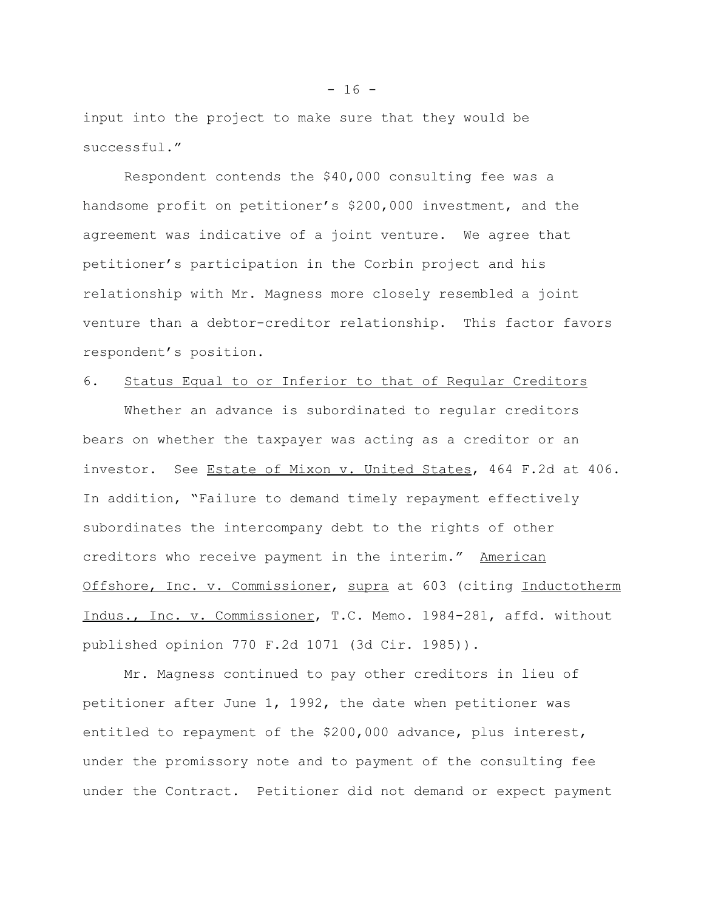input into the project to make sure that they would be successful."

Respondent contends the $40,000 consulting fee was a handsome profit on petitioner's $200,000 investment, and the agreement was indicative of a joint venture. We agree that petitioner's participation in the Corbin project and his relationship with Mr. Magness more closely resembled a joint venture than a debtor-creditor relationship. This factor favors respondent's position.

6. Status Equal to or Inferior to that of Regular Creditors

Whether an advance is subordinated to regular creditors bears on whether the taxpayer was acting as a creditor or an investor. See Estate of Mixon v. United States, 464 F.2d at 406. In addition, "Failure to demand timely repayment effectively subordinates the intercompany debt to the rights of other creditors who receive payment in the interim." American Offshore, Inc. v. Commissioner, supra at 603 (citing Inductotherm Indus., Inc. v. Commissioner, T.C. Memo. 1984-281, affd. without published opinion 770 F.2d 1071 (3d Cir. 1985)).

Mr. Magness continued to pay other creditors in lieu of petitioner after June 1, 1992, the date when petitioner was entitled to repayment of the $200,000 advance, plus interest, under the promissory note and to payment of the consulting fee under the Contract. Petitioner did not demand or expect payment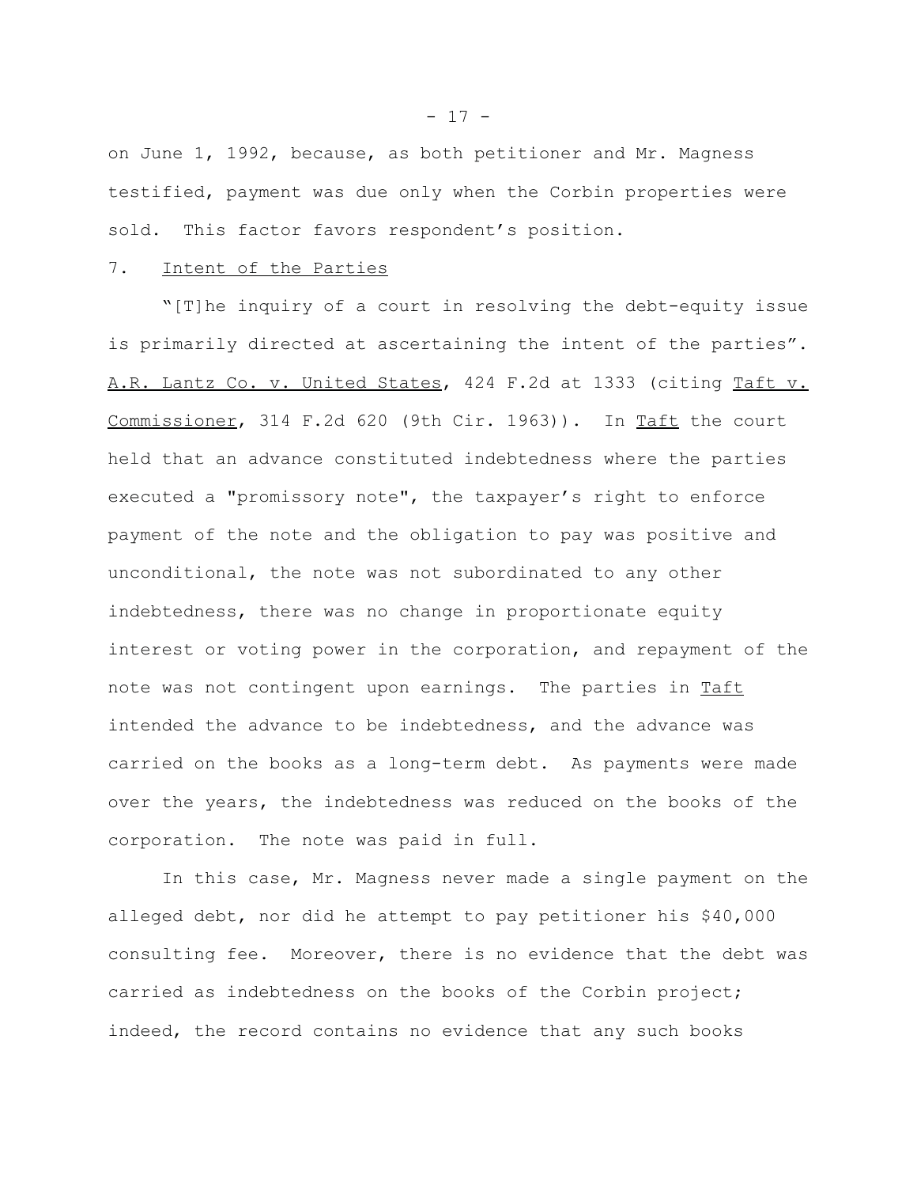on June 1, 1992, because, as both petitioner and Mr. Magness testified, payment was due only when the Corbin properties were sold. This factor favors respondent's position.

7. Intent of the Parties

"[T]he inquiry of a court in resolving the debt-equity issue is primarily directed at ascertaining the intent of the parties". A.R. Lantz Co. v. United States, 424 F.2d at 1333 (citing Taft v. Commissioner, 314 F.2d 620 (9th Cir. 1963)). In Taft the court held that an advance constituted indebtedness where the parties executed a "promissory note", the taxpayer's right to enforce payment of the note and the obligation to pay was positive and unconditional, the note was not subordinated to any other indebtedness, there was no change in proportionate equity interest or voting power in the corporation, and repayment of the note was not contingent upon earnings. The parties in Taft intended the advance to be indebtedness, and the advance was carried on the books as a long-term debt. As payments were made over the years, the indebtedness was reduced on the books of the corporation. The note was paid in full.

In this case, Mr. Magness never made a single payment on the alleged debt, nor did he attempt to pay petitioner his $40,000 consulting fee. Moreover, there is no evidence that the debt was carried as indebtedness on the books of the Corbin project; indeed, the record contains no evidence that any such books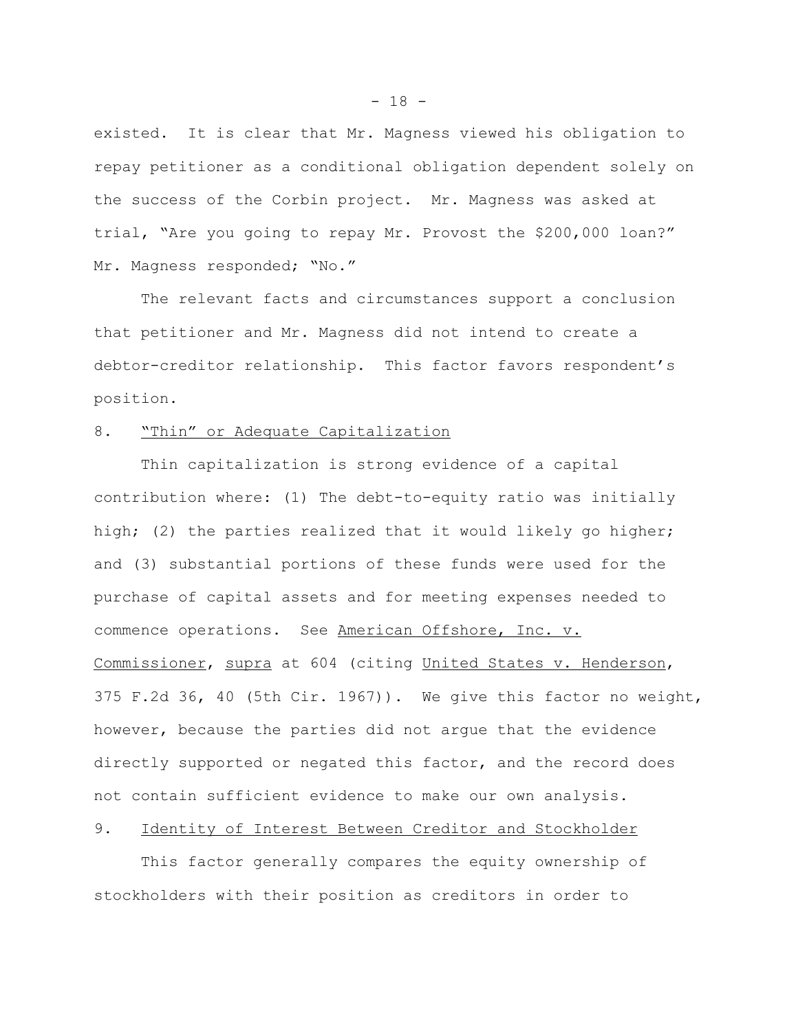existed. It is clear that Mr. Magness viewed his obligation to repay petitioner as a conditional obligation dependent solely on the success of the Corbin project. Mr. Magness was asked at trial, "Are you going to repay Mr. Provost the $200,000 loan?" Mr. Magness responded; "No."

The relevant facts and circumstances support a conclusion that petitioner and Mr. Magness did not intend to create a debtor-creditor relationship. This factor favors respondent's position.

8. "Thin" or Adequate Capitalization

Thin capitalization is strong evidence of a capital contribution where: (1) The debt-to-equity ratio was initially high; (2) the parties realized that it would likely go higher; and (3) substantial portions of these funds were used for the purchase of capital assets and for meeting expenses needed to commence operations. See American Offshore, Inc. v. Commissioner, supra at 604 (citing United States v. Henderson, 375 F.2d 36, 40 (5th Cir. 1967)). We give this factor no weight, however, because the parties did not argue that the evidence directly supported or negated this factor, and the record does not contain sufficient evidence to make our own analysis.

9. Identity of Interest Between Creditor and Stockholder

This factor generally compares the equity ownership of stockholders with their position as creditors in order to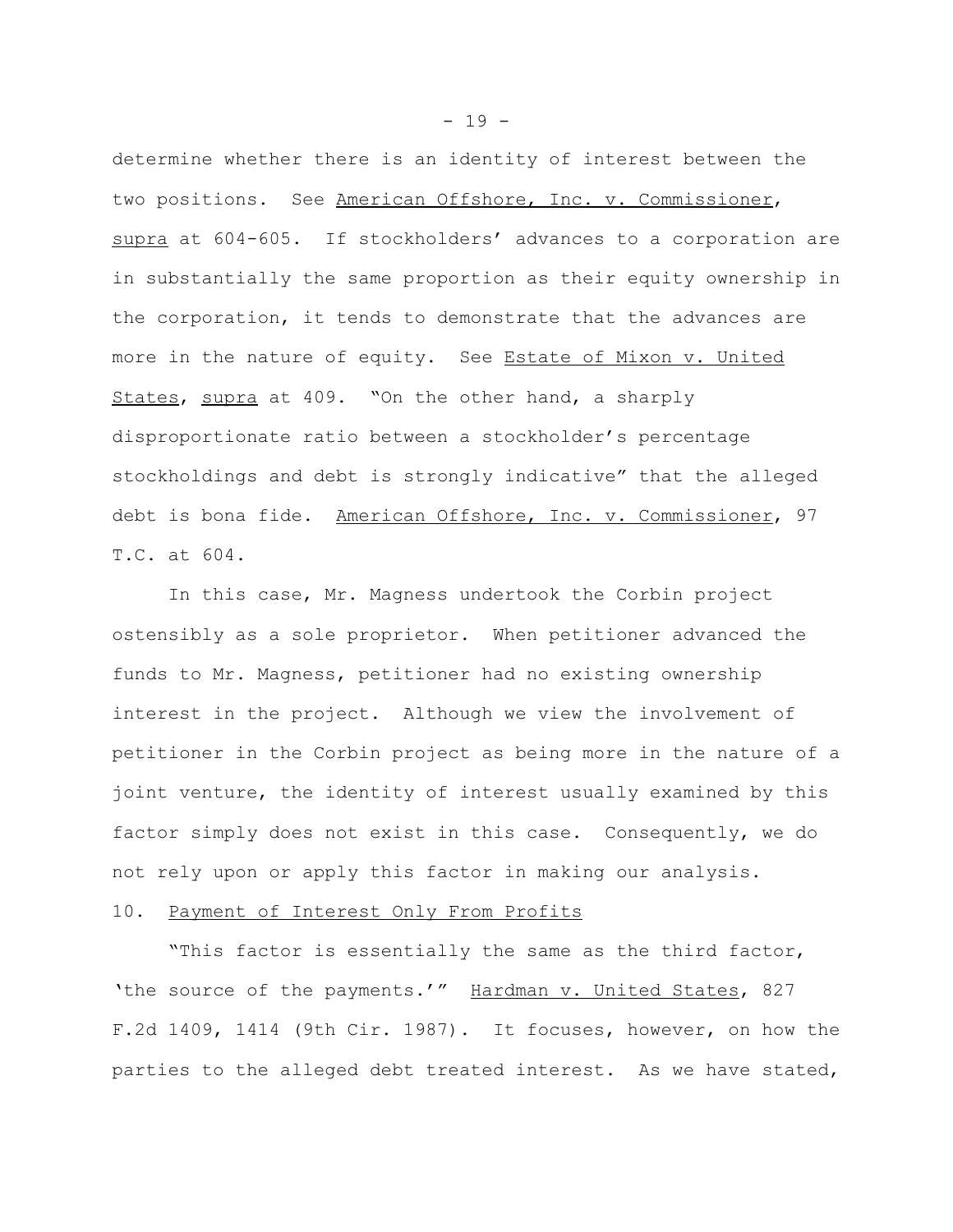determine whether there is an identity of interest between the two positions. See American Offshore, Inc. v. Commissioner, supra at 604-605. If stockholders' advances to a corporation are in substantially the same proportion as their equity ownership in the corporation, it tends to demonstrate that the advances are more in the nature of equity. See Estate of Mixon v. United States, supra at 409. "On the other hand, a sharply disproportionate ratio between a stockholder's percentage stockholdings and debt is strongly indicative" that the alleged debt is bona fide. American Offshore, Inc. v. Commissioner, 97 T.C. at 604.

In this case, Mr. Magness undertook the Corbin project ostensibly as a sole proprietor. When petitioner advanced the funds to Mr. Magness, petitioner had no existing ownership interest in the project. Although we view the involvement of petitioner in the Corbin project as being more in the nature of a joint venture, the identity of interest usually examined by this factor simply does not exist in this case. Consequently, we do not rely upon or apply this factor in making our analysis.

10. Payment of Interest Only From Profits

"This factor is essentially the same as the third factor, 'the source of the payments.'" Hardman v. United States, 827 F.2d 1409, 1414 (9th Cir. 1987). It focuses, however, on how the parties to the alleged debt treated interest. As we have stated,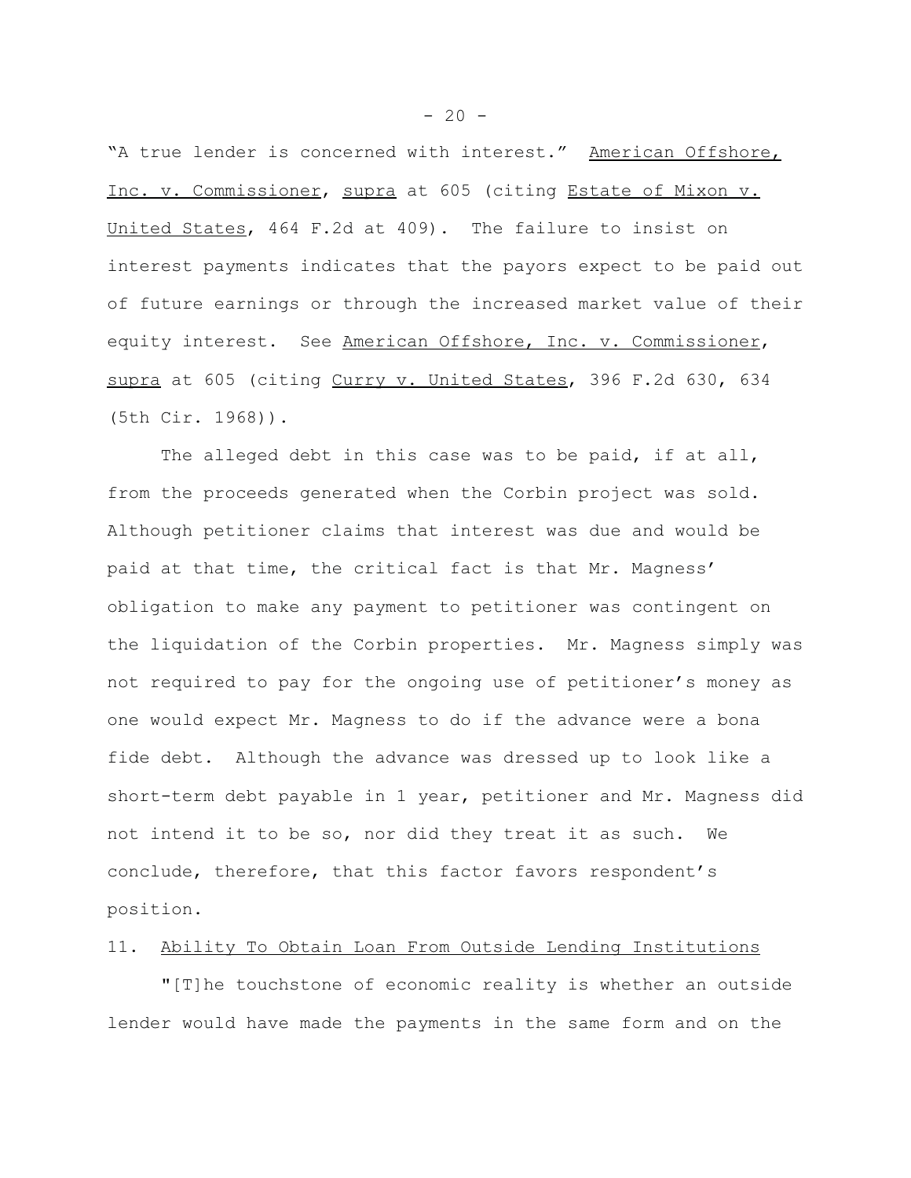"A true lender is concerned with interest." American Offshore, Inc. v. Commissioner, supra at 605 (citing Estate of Mixon v. United States, 464 F.2d at 409). The failure to insist on interest payments indicates that the payors expect to be paid out of future earnings or through the increased market value of their equity interest. See American Offshore, Inc. v. Commissioner, supra at 605 (citing Curry v. United States, 396 F.2d 630, 634 (5th Cir. 1968)).

The alleged debt in this case was to be paid, if at all, from the proceeds generated when the Corbin project was sold. Although petitioner claims that interest was due and would be paid at that time, the critical fact is that Mr. Magness' obligation to make any payment to petitioner was contingent on the liquidation of the Corbin properties. Mr. Magness simply was not required to pay for the ongoing use of petitioner's money as one would expect Mr. Magness to do if the advance were a bona fide debt. Although the advance was dressed up to look like a short-term debt payable in 1 year, petitioner and Mr. Magness did not intend it to be so, nor did they treat it as such. We conclude, therefore, that this factor favors respondent's position.

11. Ability To Obtain Loan From Outside Lending Institutions

"[T]he touchstone of economic reality is whether an outside lender would have made the payments in the same form and on the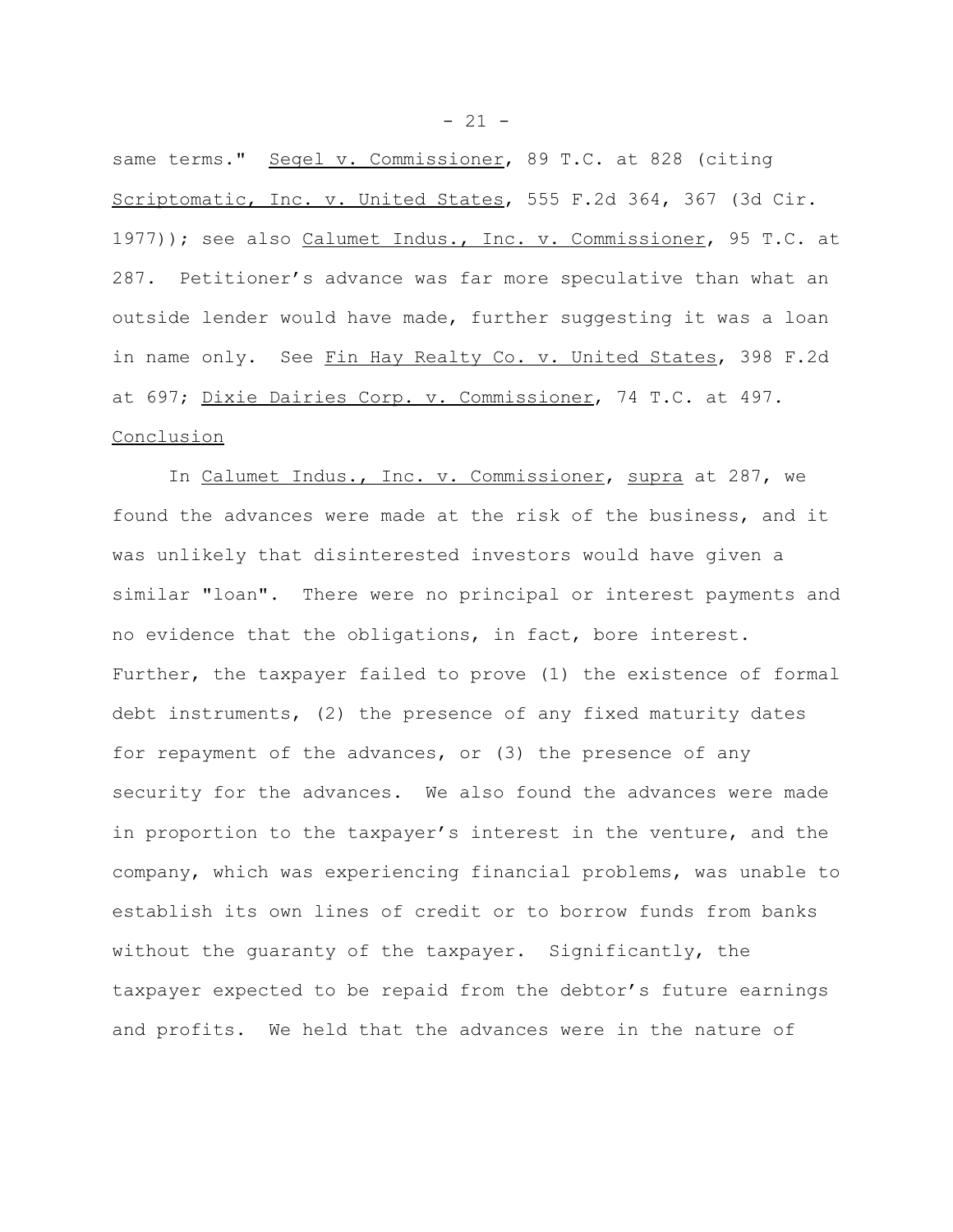same terms." Segel v. Commissioner, 89 T.C. at 828 (citing Scriptomatic, Inc. v. United States, 555 F.2d 364, 367 (3d Cir. 1977)); see also Calumet Indus., Inc. v. Commissioner, 95 T.C. at 287. Petitioner's advance was far more speculative than what an outside lender would have made, further suggesting it was a loan in name only. See Fin Hay Realty Co. v. United States, 398 F.2d at 697; Dixie Dairies Corp. v. Commissioner, 74 T.C. at 497.

Conclusion

In Calumet Indus., Inc. v. Commissioner, supra at 287, we found the advances were made at the risk of the business, and it was unlikely that disinterested investors would have given a similar "loan". There were no principal or interest payments and no evidence that the obligations, in fact, bore interest. Further, the taxpayer failed to prove (1) the existence of formal debt instruments, (2) the presence of any fixed maturity dates for repayment of the advances, or (3) the presence of any security for the advances. We also found the advances were made in proportion to the taxpayer's interest in the venture, and the company, which was experiencing financial problems, was unable to establish its own lines of credit or to borrow funds from banks without the guaranty of the taxpayer. Significantly, the taxpayer expected to be repaid from the debtor's future earnings and profits. We held that the advances were in the nature of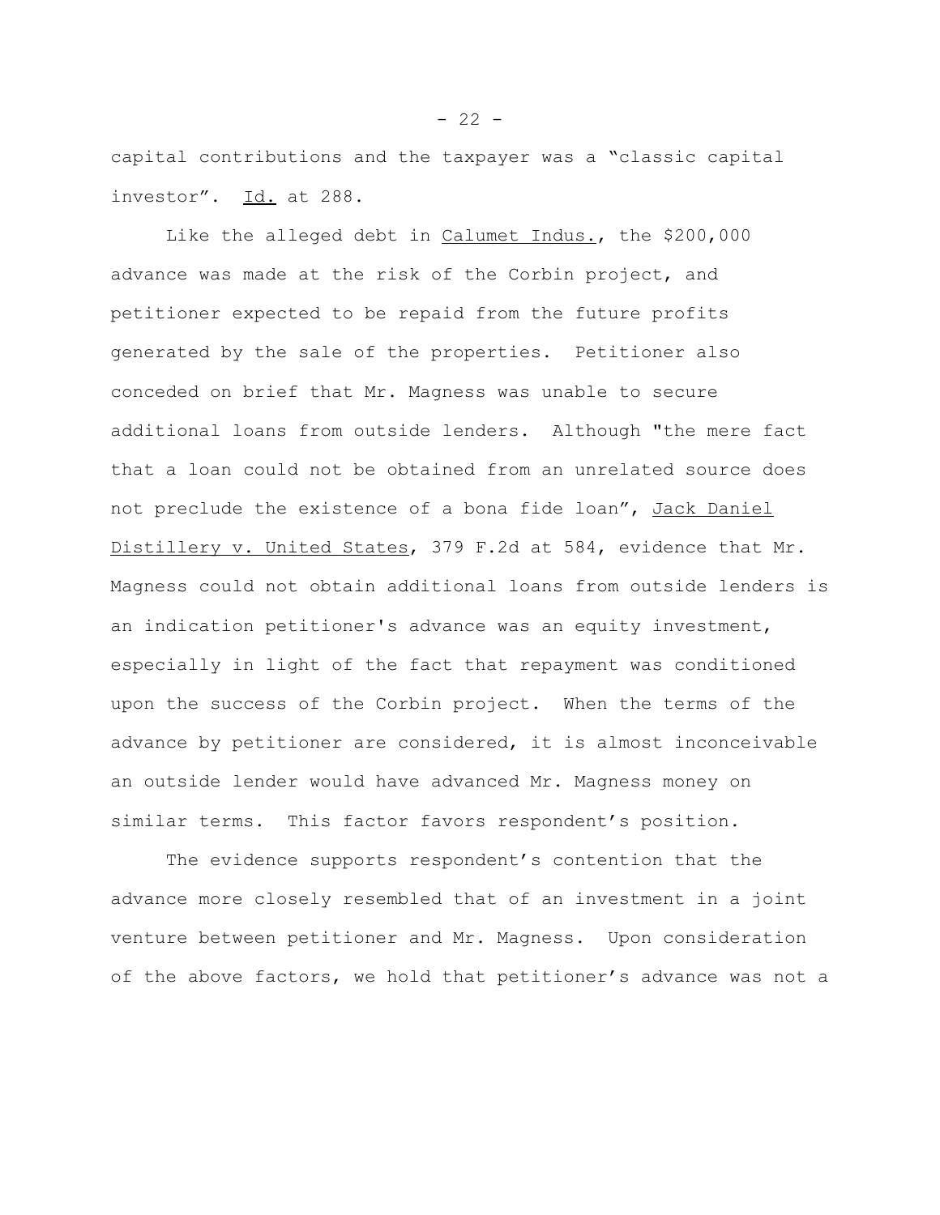capital contributions and the taxpayer was a "classic capital investor". Id. at 288.

Like the alleged debt in Calumet Indus., the $200,000 advance was made at the risk of the Corbin project, and petitioner expected to be repaid from the future profits generated by the sale of the properties. Petitioner also conceded on brief that Mr. Magness was unable to secure additional loans from outside lenders. Although "the mere fact that a loan could not be obtained from an unrelated source does not preclude the existence of a bona fide loan", Jack Daniel Distillery v. United States, 379 F.2d at 584, evidence that Mr. Magness could not obtain additional loans from outside lenders is an indication petitioner's advance was an equity investment, especially in light of the fact that repayment was conditioned upon the success of the Corbin project. When the terms of the advance by petitioner are considered, it is almost inconceivable an outside lender would have advanced Mr. Magness money on similar terms. This factor favors respondent's position.

The evidence supports respondent's contention that the advance more closely resembled that of an investment in a joint venture between petitioner and Mr. Magness. Upon consideration of the above factors, we hold that petitioner's advance was not a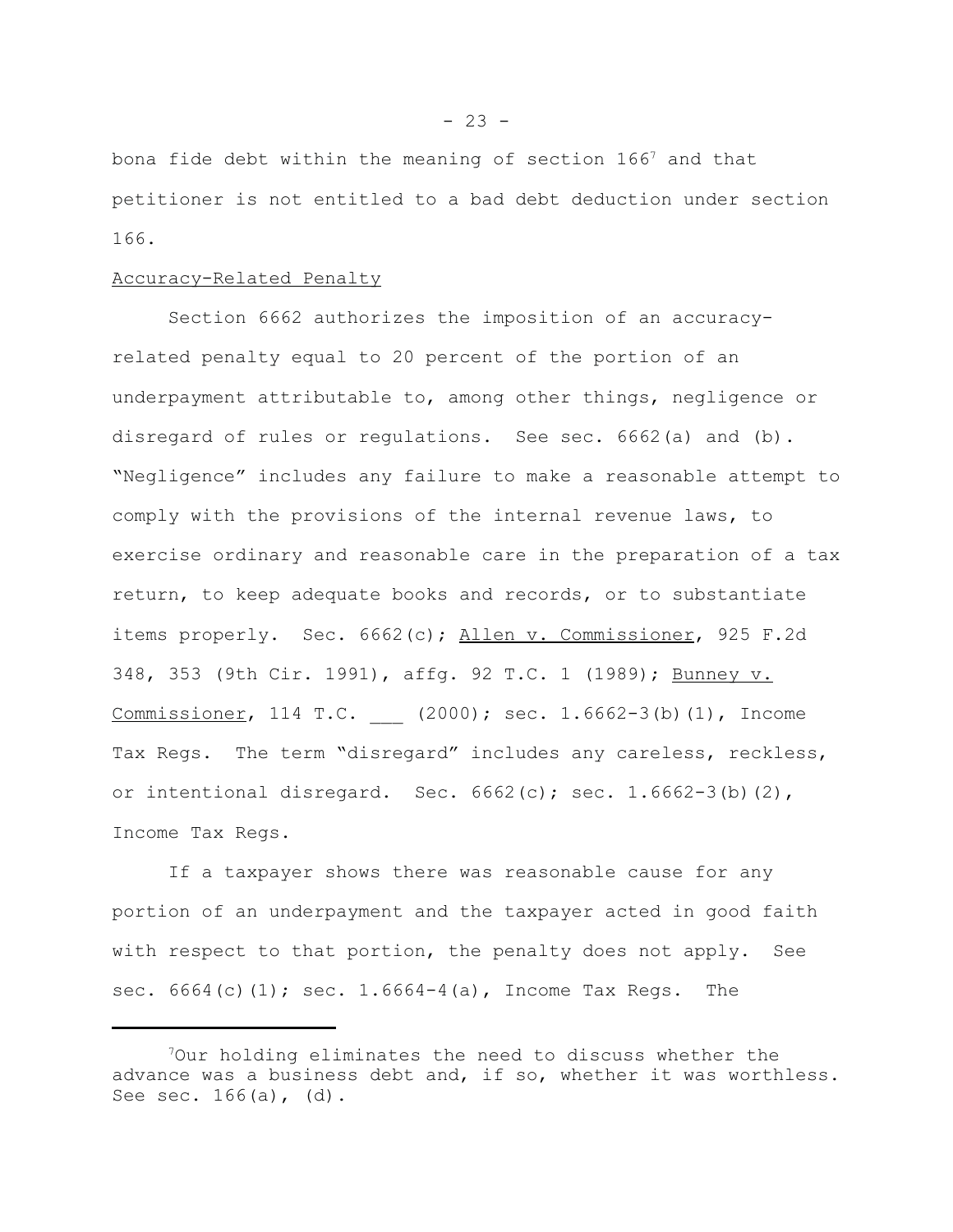bona fide debt within the meaning of section 166[7] and that petitioner is not entitled to a bad debt deduction under section 166.

Accuracy-Related Penalty

Section 6662 authorizes the imposition of an accuracy-related penalty equal to 20 percent of the portion of an underpayment attributable to, among other things, negligence or disregard of rules or regulations. See sec. 6662(a) and (b). "Negligence" includes any failure to make a reasonable attempt to comply with the provisions of the internal revenue laws, to exercise ordinary and reasonable care in the preparation of a tax return, to keep adequate books and records, or to substantiate items properly. Sec. 6662(c); Allen v. Commissioner, 925 F.2d 348, 353 (9th Cir. 1991), affg. 92 T.C. 1 (1989); Bunney v. Commissioner, 114 T.C. ___ (2000); sec. 1.6662-3(b)(1), Income Tax Regs. The term "disregard" includes any careless, reckless, or intentional disregard. Sec. 6662(c); sec. 1.6662-3(b)(2), Income Tax Regs.

If a taxpayer shows there was reasonable cause for any portion of an underpayment and the taxpayer acted in good faith with respect to that portion, the penalty does not apply. See sec. 6664(c)(1); sec. 1.6664-4(a), Income Tax Regs. The

[7] Our holding eliminates the need to discuss whether the advance was a business debt and, if so, whether it was worthless. See sec. 166(a), (d).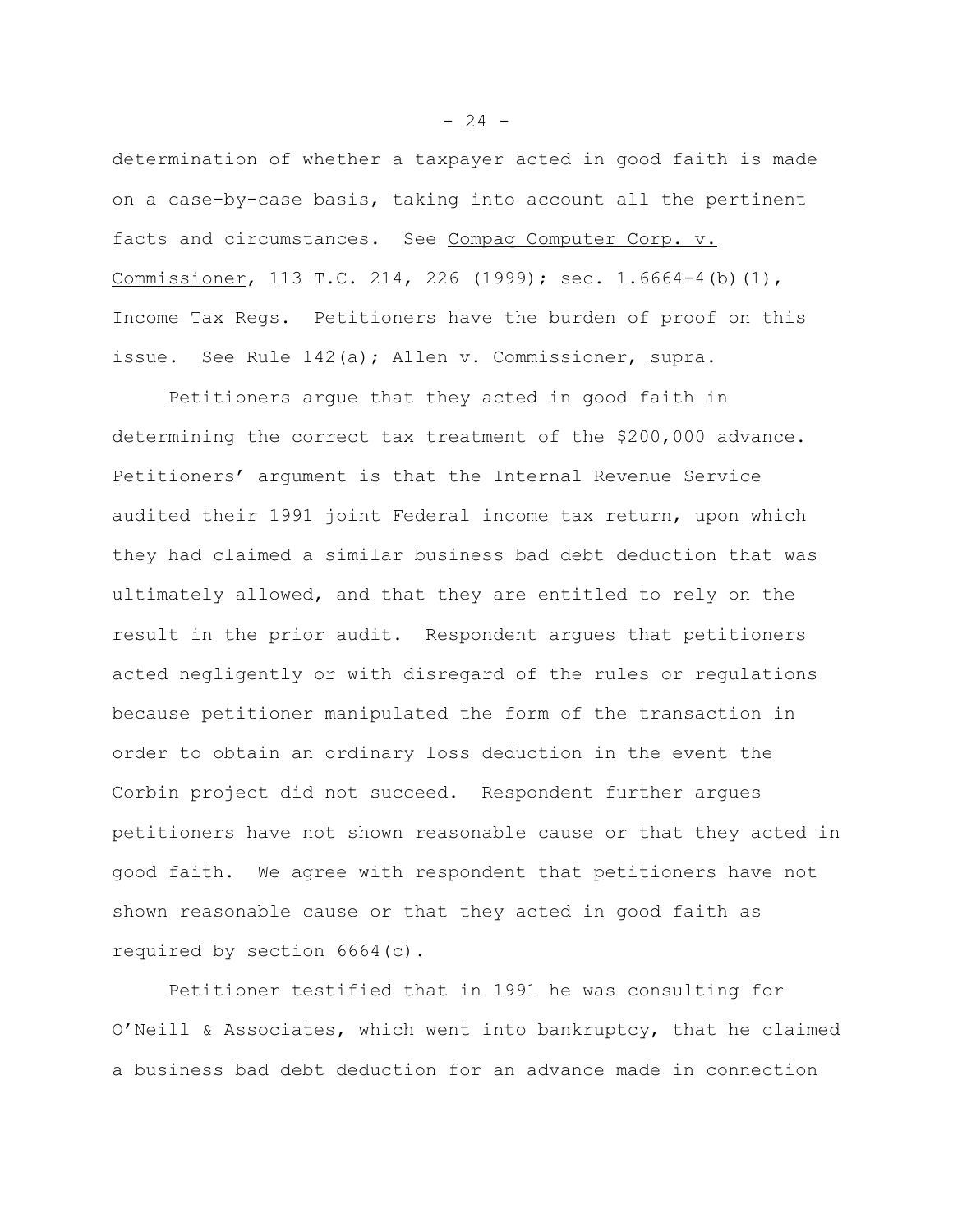determination of whether a taxpayer acted in good faith is made on a case-by-case basis, taking into account all the pertinent facts and circumstances. See Compaq Computer Corp. v. Commissioner, 113 T.C. 214, 226 (1999); sec. 1.6664-4(b)(1), Income Tax Regs. Petitioners have the burden of proof on this issue. See Rule 142(a); Allen v. Commissioner, supra.

Petitioners argue that they acted in good faith in determining the correct tax treatment of the $200,000 advance. Petitioners' argument is that the Internal Revenue Service audited their 1991 joint Federal income tax return, upon which they had claimed a similar business bad debt deduction that was ultimately allowed, and that they are entitled to rely on the result in the prior audit. Respondent argues that petitioners acted negligently or with disregard of the rules or regulations because petitioner manipulated the form of the transaction in order to obtain an ordinary loss deduction in the event the Corbin project did not succeed. Respondent further argues petitioners have not shown reasonable cause or that they acted in good faith. We agree with respondent that petitioners have not shown reasonable cause or that they acted in good faith as required by section 6664(c).

Petitioner testified that in 1991 he was consulting for O'Neill & Associates, which went into bankruptcy, that he claimed a business bad debt deduction for an advance made in connection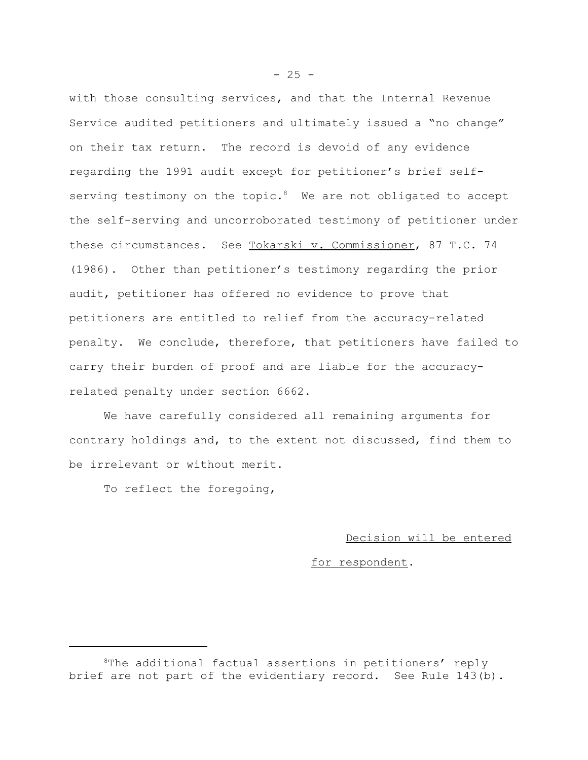with those consulting services, and that the Internal Revenue Service audited petitioners and ultimately issued a "no change" on their tax return. The record is devoid of any evidence regarding the 1991 audit except for petitioner's brief self-serving testimony on the topic.[8] We are not obligated to accept the self-serving and uncorroborated testimony of petitioner under these circumstances. See Tokarski v. Commissioner, 87 T.C. 74 (1986). Other than petitioner's testimony regarding the prior audit, petitioner has offered no evidence to prove that petitioners are entitled to relief from the accuracy-related penalty. We conclude, therefore, that petitioners have failed to carry their burden of proof and are liable for the accuracy-related penalty under section 6662.

We have carefully considered all remaining arguments for contrary holdings and, to the extent not discussed, find them to be irrelevant or without merit.

To reflect the foregoing,

Decision will be entered for respondent.

---

[8]The additional factual assertions in petitioners' reply brief are not part of the evidentiary record. See Rule 143(b).